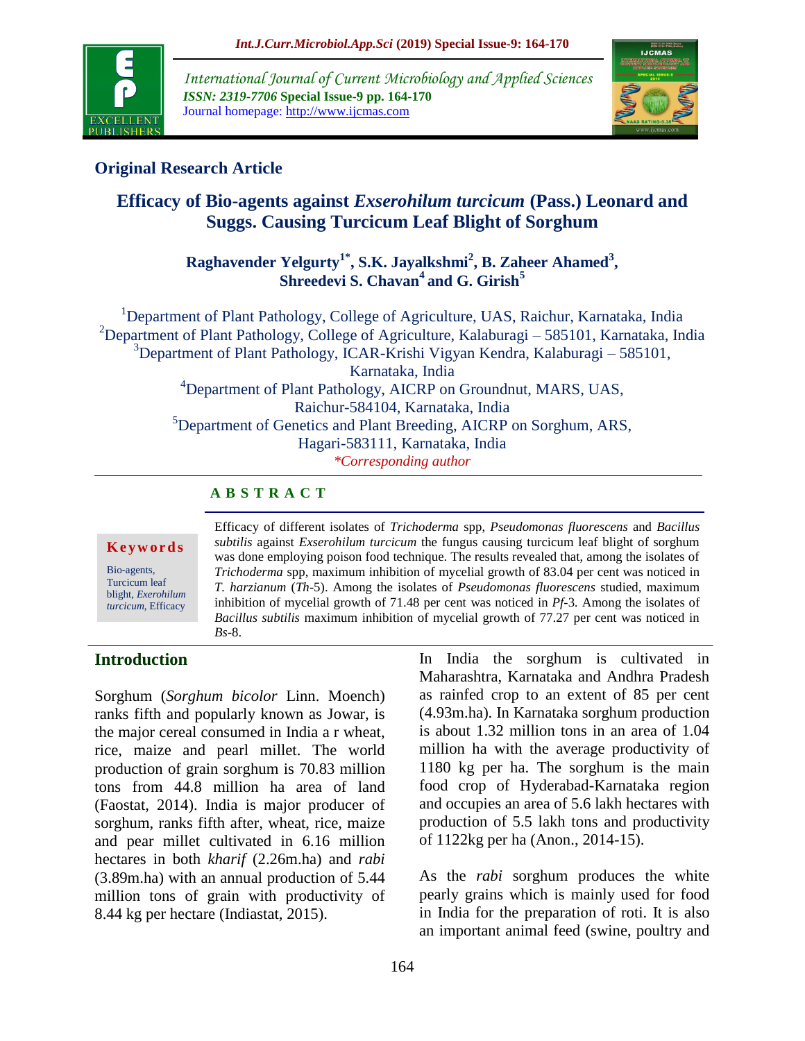## Original Research Article

# Efficacy of Bio-agents against *Exserohilum turcicum* (Pass.) Leonard and Suggs. Causing Turcicum Leaf Blight of Sorghum

**Raghavender Yelgurty[1*], S.K. Jayalkshmi[2], B. Zaheer Ahamed[3], Shreedevi S. Chavan[4] and G. Girish[5]**

[1]Department of Plant Pathology, College of Agriculture, UAS, Raichur, Karnataka, India
[2]Department of Plant Pathology, College of Agriculture, Kalaburagi – 585101, Karnataka, India
[3]Department of Plant Pathology, ICAR-Krishi Vigyan Kendra, Kalaburagi – 585101, Karnataka, India
[4]Department of Plant Pathology, AICRP on Groundnut, MARS, UAS, Raichur-584104, Karnataka, India
[5]Department of Genetics and Plant Breeding, AICRP on Sorghum, ARS, Hagari-583111, Karnataka, India

*\*Corresponding author*

### ABSTRACT

**Keywords**

Bio-agents, Turcicum leaf blight, *Exerohilum turcicum*, Efficacy

Efficacy of different isolates of *Trichoderma* spp, *Pseudomonas fluorescens* and *Bacillus subtilis* against *Exserohilum turcicum* the fungus causing turcicum leaf blight of sorghum was done employing poison food technique. The results revealed that, among the isolates of *Trichoderma* spp, maximum inhibition of mycelial growth of 83.04 per cent was noticed in *T. harzianum* (*Th*-5). Among the isolates of *Pseudomonas fluorescens* studied, maximum inhibition of mycelial growth of 71.48 per cent was noticed in *Pf*-3*.* Among the isolates of *Bacillus subtilis* maximum inhibition of mycelial growth of 77.27 per cent was noticed in *Bs*-8.

## Introduction

Sorghum (*Sorghum bicolor* Linn. Moench) ranks fifth and popularly known as Jowar, is the major cereal consumed in India a r wheat, rice, maize and pearl millet. The world production of grain sorghum is 70.83 million tons from 44.8 million ha area of land (Faostat, 2014). India is major producer of sorghum, ranks fifth after, wheat, rice, maize and pear millet cultivated in 6.16 million hectares in both *kharif* (2.26m.ha) and *rabi* (3.89m.ha) with an annual production of 5.44 million tons of grain with productivity of 8.44 kg per hectare (Indiastat, 2015).

In India the sorghum is cultivated in Maharashtra, Karnataka and Andhra Pradesh as rainfed crop to an extent of 85 per cent (4.93m.ha). In Karnataka sorghum production is about 1.32 million tons in an area of 1.04 million ha with the average productivity of 1180 kg per ha. The sorghum is the main food crop of Hyderabad-Karnataka region and occupies an area of 5.6 lakh hectares with production of 5.5 lakh tons and productivity of 1122kg per ha (Anon., 2014-15).

As the *rabi* sorghum produces the white pearly grains which is mainly used for food in India for the preparation of roti. It is also an important animal feed (swine, poultry and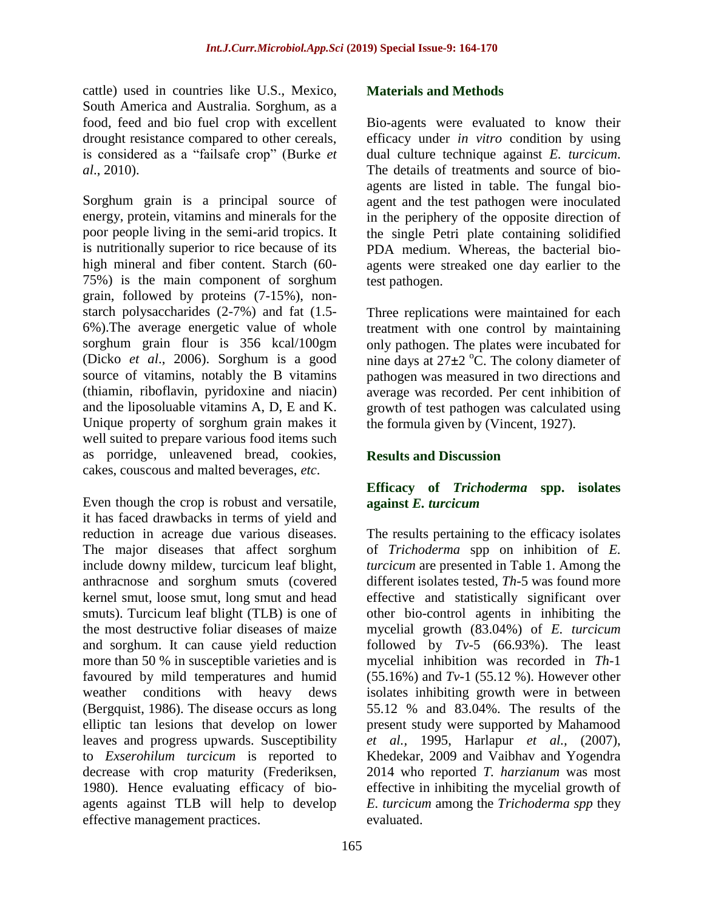cattle) used in countries like U.S., Mexico, South America and Australia. Sorghum, as a food, feed and bio fuel crop with excellent drought resistance compared to other cereals, is considered as a "failsafe crop" (Burke *et al*., 2010).

Sorghum grain is a principal source of energy, protein, vitamins and minerals for the poor people living in the semi-arid tropics. It is nutritionally superior to rice because of its high mineral and fiber content. Starch (60-75%) is the main component of sorghum grain, followed by proteins (7-15%), non-starch polysaccharides (2-7%) and fat (1.5-6%).The average energetic value of whole sorghum grain flour is 356 kcal/100gm (Dicko *et al*., 2006). Sorghum is a good source of vitamins, notably the B vitamins (thiamin, riboflavin, pyridoxine and niacin) and the liposoluable vitamins A, D, E and K. Unique property of sorghum grain makes it well suited to prepare various food items such as porridge, unleavened bread, cookies, cakes, couscous and malted beverages, *etc*.

Even though the crop is robust and versatile, it has faced drawbacks in terms of yield and reduction in acreage due various diseases. The major diseases that affect sorghum include downy mildew, turcicum leaf blight, anthracnose and sorghum smuts (covered kernel smut, loose smut, long smut and head smuts). Turcicum leaf blight (TLB) is one of the most destructive foliar diseases of maize and sorghum. It can cause yield reduction more than 50 % in susceptible varieties and is favoured by mild temperatures and humid weather conditions with heavy dews (Bergquist, 1986). The disease occurs as long elliptic tan lesions that develop on lower leaves and progress upwards. Susceptibility to *Exserohilum turcicum* is reported to decrease with crop maturity (Frederiksen, 1980). Hence evaluating efficacy of bio-agents against TLB will help to develop effective management practices.

## Materials and Methods

Bio-agents were evaluated to know their efficacy under *in vitro* condition by using dual culture technique against *E. turcicum*. The details of treatments and source of bio-agents are listed in table. The fungal bio-agent and the test pathogen were inoculated in the periphery of the opposite direction of the single Petri plate containing solidified PDA medium. Whereas, the bacterial bio-agents were streaked one day earlier to the test pathogen.

Three replications were maintained for each treatment with one control by maintaining only pathogen. The plates were incubated for nine days at $27\pm2$ $^{o}$C. The colony diameter of pathogen was measured in two directions and average was recorded. Per cent inhibition of growth of test pathogen was calculated using the formula given by (Vincent, 1927).

## Results and Discussion

### Efficacy of *Trichoderma* spp. isolates against *E. turcicum*

The results pertaining to the efficacy isolates of *Trichoderma* spp on inhibition of *E. turcicum* are presented in Table 1. Among the different isolates tested, *Th*-5 was found more effective and statistically significant over other bio-control agents in inhibiting the mycelial growth (83.04%) of *E. turcicum* followed by *Tv*-5 (66.93%). The least mycelial inhibition was recorded in *Th*-1 (55.16%) and *Tv*-1 (55.12 %). However other isolates inhibiting growth were in between 55.12 % and 83.04%. The results of the present study were supported by Mahamood *et al.,* 1995, Harlapur *et al.,* (2007), Khedekar, 2009 and Vaibhav and Yogendra 2014 who reported *T. harzianum* was most effective in inhibiting the mycelial growth of *E. turcicum* among the *Trichoderma spp* they evaluated.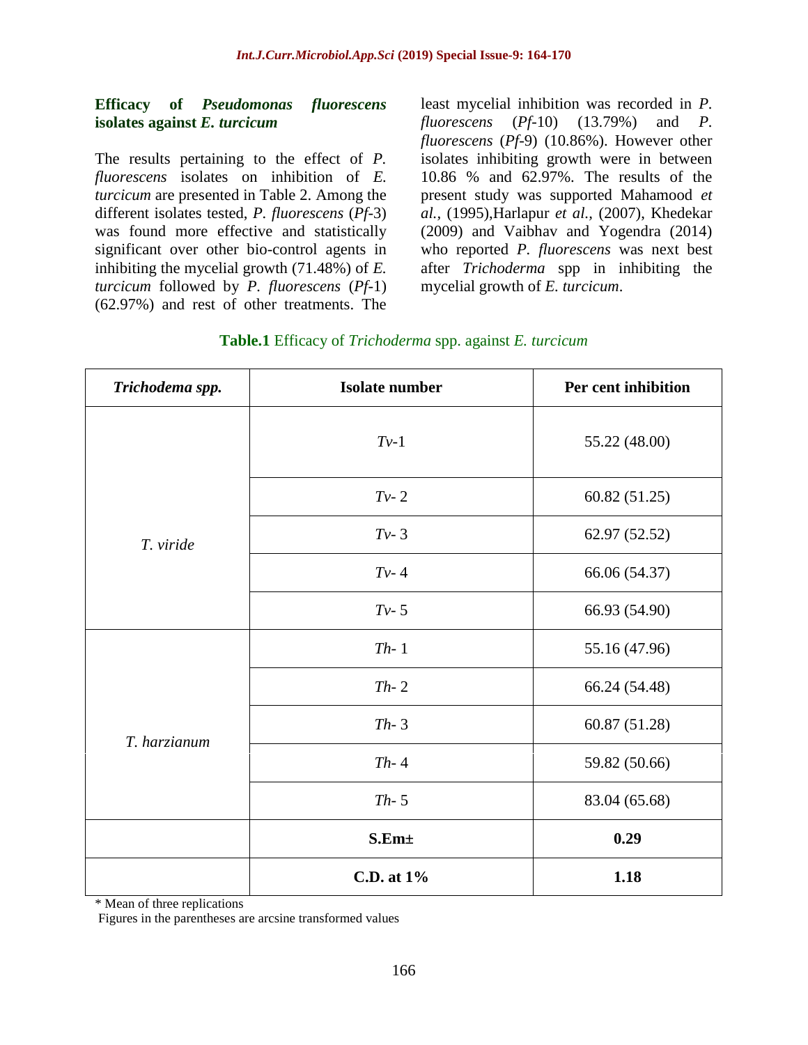### Efficacy of *Pseudomonas fluorescens* isolates against *E. turcicum*

The results pertaining to the effect of *P. fluorescens* isolates on inhibition of *E. turcicum* are presented in Table 2. Among the different isolates tested, *P. fluorescens* (*Pf*-3) was found more effective and statistically significant over other bio-control agents in inhibiting the mycelial growth (71.48%) of *E. turcicum* followed by *P. fluorescens* (*Pf*-1) (62.97%) and rest of other treatments. The least mycelial inhibition was recorded in *P. fluorescens* (*Pf*-10) (13.79%) and *P. fluorescens* (*Pf*-9) (10.86%). However other isolates inhibiting growth were in between 10.86 % and 62.97%. The results of the present study was supported Mahamood *et al.,* (1995),Harlapur *et al.,* (2007), Khedekar (2009) and Vaibhav and Yogendra (2014) who reported *P. fluorescens* was next best after *Trichoderma* spp in inhibiting the mycelial growth of *E. turcicum*.

**Table.1** Efficacy of *Trichoderma* spp. against *E. turcicum*

| *Trichodema spp.* | Isolate number | Per cent inhibition |
|---|---|---|
| *T. viride* | *Tv*-1 | 55.22 (48.00) |
| | *Tv*- 2 | 60.82 (51.25) |
| | *Tv*- 3 | 62.97 (52.52) |
| | *Tv*- 4 | 66.06 (54.37) |
| | *Tv*- 5 | 66.93 (54.90) |
| *T. harzianum* | *Th*- 1 | 55.16 (47.96) |
| | *Th*- 2 | 66.24 (54.48) |
| | *Th*- 3 | 60.87 (51.28) |
| | *Th*- 4 | 59.82 (50.66) |
| | *Th*- 5 | 83.04 (65.68) |
| | **S.Em±** | **0.29** |
| | **C.D. at 1%** | **1.18** |

\* Mean of three replications

Figures in the parentheses are arcsine transformed values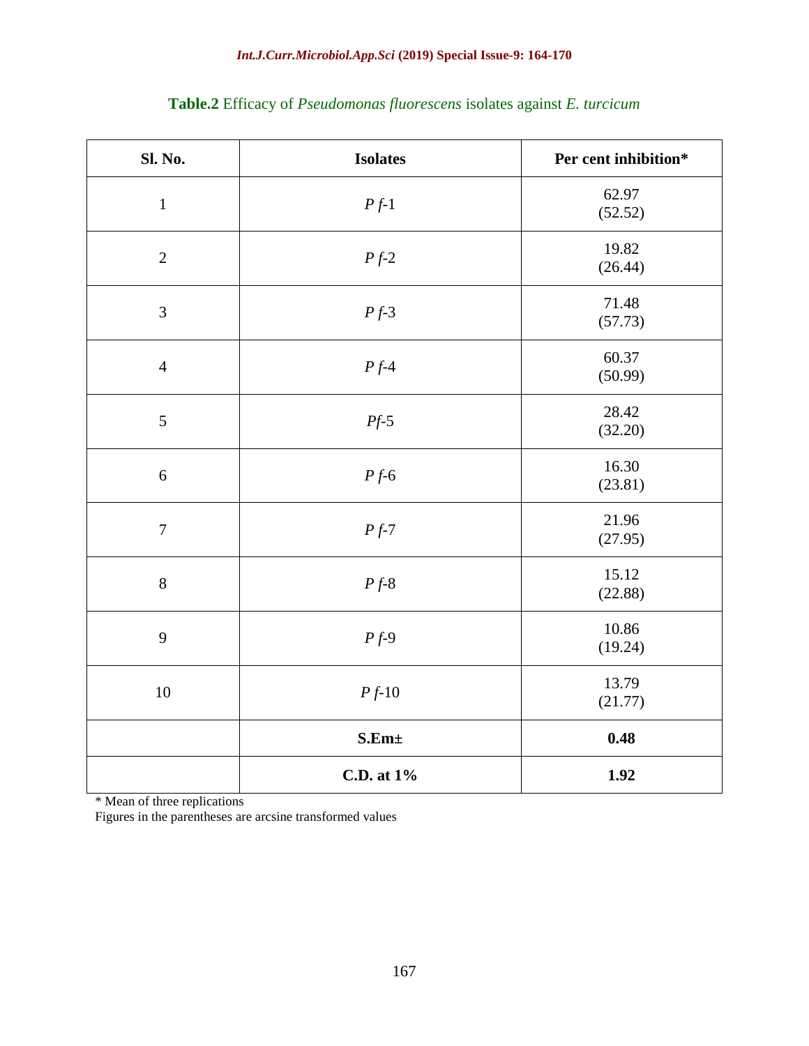**Table.2** Efficacy of *Pseudomonas fluorescens* isolates against *E. turcicum*

| Sl. No. | Isolates | Per cent inhibition* |
|---|---|---|
| 1 | *P f*-1 | 62.97 (52.52) |
| 2 | *P f*-2 | 19.82 (26.44) |
| 3 | *P f*-3 | 71.48 (57.73) |
| 4 | *P f*-4 | 60.37 (50.99) |
| 5 | *Pf*-5 | 28.42 (32.20) |
| 6 | *P f*-6 | 16.30 (23.81) |
| 7 | *P f*-7 | 21.96 (27.95) |
| 8 | *P f*-8 | 15.12 (22.88) |
| 9 | *P f*-9 | 10.86 (19.24) |
| 10 | *P f*-10 | 13.79 (21.77) |
| | **S.Em±** | **0.48** |
| | **C.D. at 1%** | **1.92** |

* Mean of three replications

Figures in the parentheses are arcsine transformed values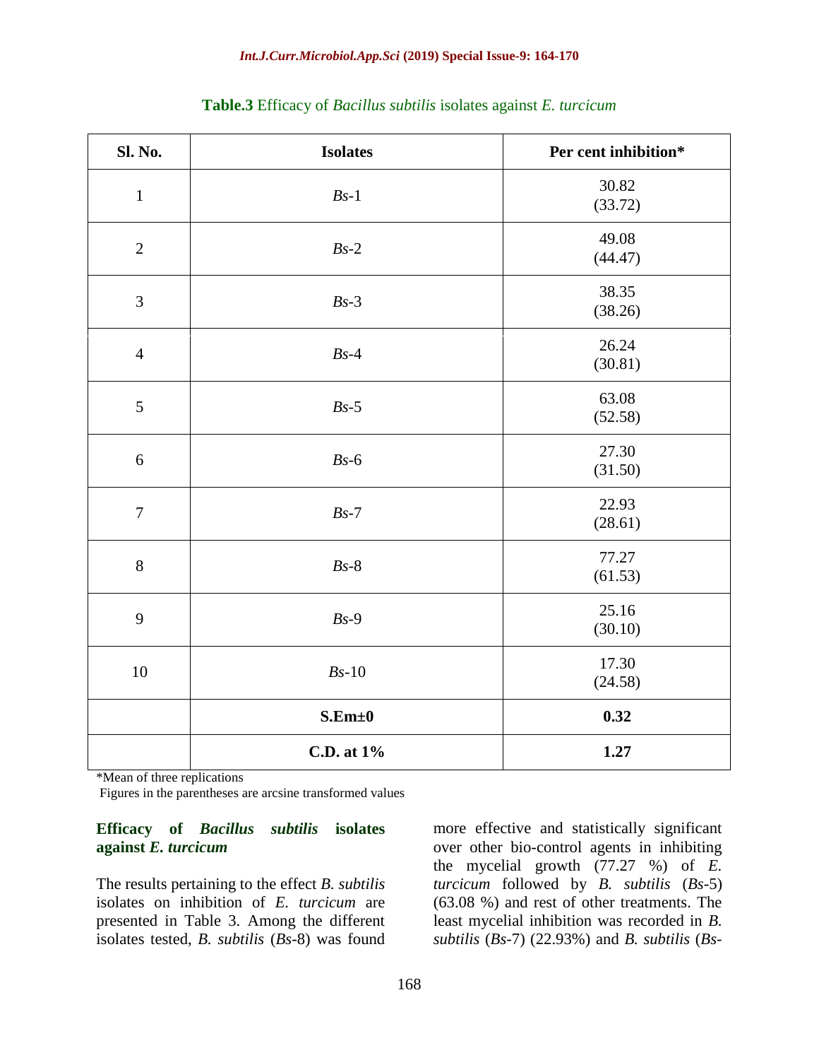**Table.3** Efficacy of *Bacillus subtilis* isolates against *E. turcicum*

| Sl. No. | Isolates | Per cent inhibition* |
|---|---|---|
| 1 | *Bs*-1 | 30.82 (33.72) |
| 2 | *Bs*-2 | 49.08 (44.47) |
| 3 | *Bs*-3 | 38.35 (38.26) |
| 4 | *Bs*-4 | 26.24 (30.81) |
| 5 | *Bs*-5 | 63.08 (52.58) |
| 6 | *Bs*-6 | 27.30 (31.50) |
| 7 | *Bs*-7 | 22.93 (28.61) |
| 8 | *Bs*-8 | 77.27 (61.53) |
| 9 | *Bs*-9 | 25.16 (30.10) |
| 10 | *Bs*-10 | 17.30 (24.58) |
| | **S.Em±0** | **0.32** |
| | **C.D. at 1%** | **1.27** |

*Mean of three replications

Figures in the parentheses are arcsine transformed values

### Efficacy of *Bacillus subtilis* isolates against *E. turcicum*

The results pertaining to the effect *B. subtilis* isolates on inhibition of *E. turcicum* are presented in Table 3. Among the different isolates tested, *B. subtilis* (*Bs*-8) was found more effective and statistically significant over other bio-control agents in inhibiting the mycelial growth (77.27 %) of *E. turcicum* followed by *B. subtilis* (*Bs*-5) (63.08 %) and rest of other treatments. The least mycelial inhibition was recorded in *B. subtilis* (*Bs*-7) (22.93%) and *B. subtilis* (*Bs*-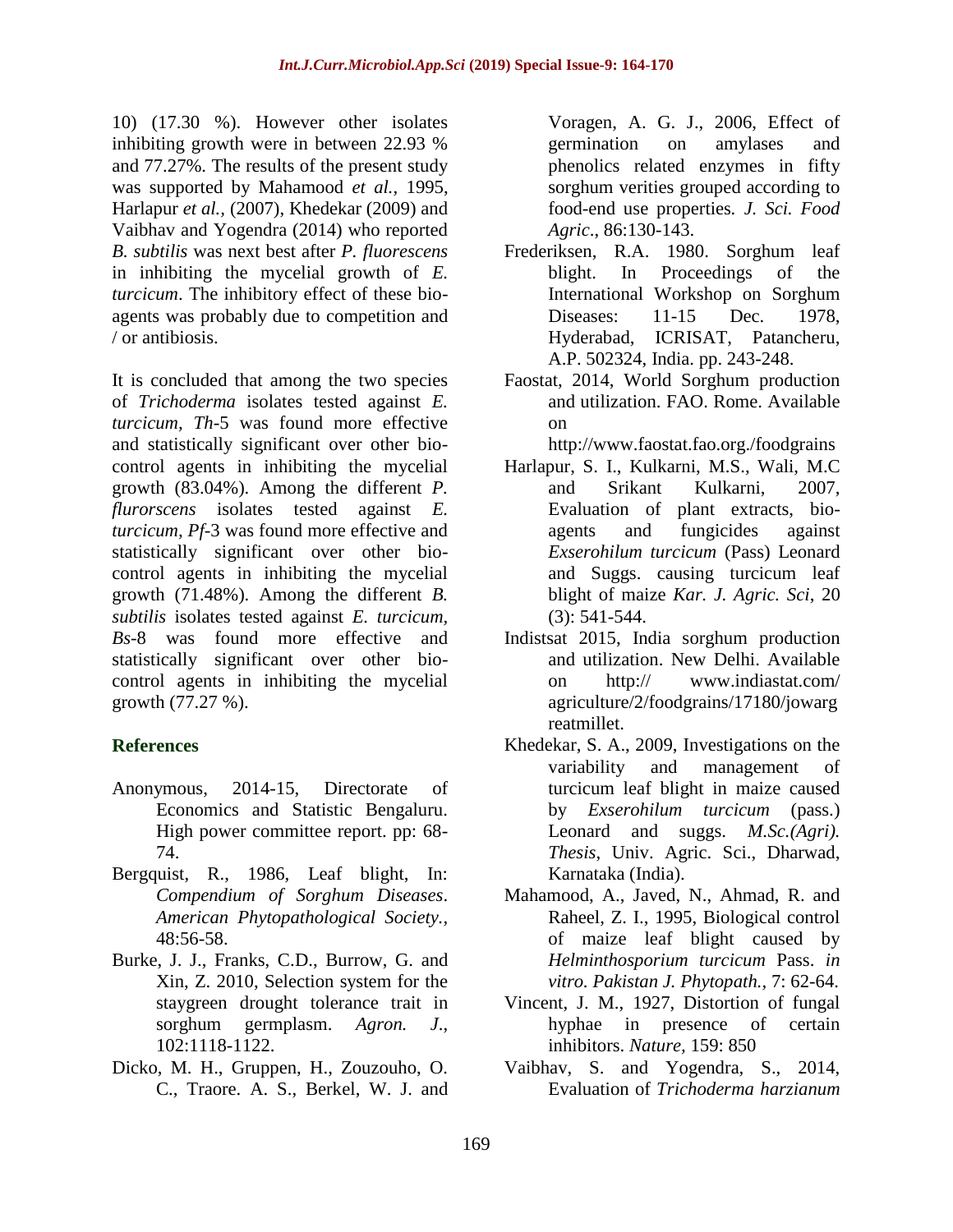10) (17.30 %). However other isolates inhibiting growth were in between 22.93 % and 77.27%. The results of the present study was supported by Mahamood *et al.,* 1995, Harlapur *et al.,* (2007), Khedekar (2009) and Vaibhav and Yogendra (2014) who reported *B. subtilis* was next best after *P. fluorescens* in inhibiting the mycelial growth of *E. turcicum*. The inhibitory effect of these bio-agents was probably due to competition and / or antibiosis.

It is concluded that among the two species of *Trichoderma* isolates tested against *E. turcicum, Th*-5 was found more effective and statistically significant over other bio-control agents in inhibiting the mycelial growth (83.04%). Among the different *P. flurorscens* isolates tested against *E. turcicum, Pf*-3 was found more effective and statistically significant over other bio-control agents in inhibiting the mycelial growth (71.48%). Among the different *B. subtilis* isolates tested against *E. turcicum, Bs*-8 was found more effective and statistically significant over other bio-control agents in inhibiting the mycelial growth (77.27 %).

## References

Anonymous, 2014-15, Directorate of Economics and Statistic Bengaluru. High power committee report. pp: 68-74.

Bergquist, R., 1986, Leaf blight, In: *Compendium of Sorghum Diseases*. *American Phytopathological Society.,* 48:56-58.

Burke, J. J., Franks, C.D., Burrow, G. and Xin, Z. 2010, Selection system for the staygreen drought tolerance trait in sorghum germplasm. *Agron. J*., 102:1118-1122.

Dicko, M. H., Gruppen, H., Zouzouho, O. C., Traore. A. S., Berkel, W. J. and Voragen, A. G. J., 2006, Effect of germination on amylases and phenolics related enzymes in fifty sorghum verities grouped according to food-end use properties. *J. Sci. Food Agric*., 86:130-143.

Frederiksen, R.A. 1980. Sorghum leaf blight. In Proceedings of the International Workshop on Sorghum Diseases: 11-15 Dec. 1978, Hyderabad, ICRISAT, Patancheru, A.P. 502324, India. pp. 243-248.

Faostat, 2014, World Sorghum production and utilization. FAO. Rome. Available on http://www.faostat.fao.org./foodgrains

Harlapur, S. I., Kulkarni, M.S., Wali, M.C and Srikant Kulkarni, 2007, Evaluation of plant extracts, bio-agents and fungicides against *Exserohilum turcicum* (Pass) Leonard and Suggs. causing turcicum leaf blight of maize *Kar. J. Agric. Sci*, 20 (3): 541-544.

Indistsat 2015, India sorghum production and utilization. New Delhi. Available on http:// www.indiastat.com/ agriculture/2/foodgrains/17180/jowarg reatmillet.

Khedekar, S. A., 2009, Investigations on the variability and management of turcicum leaf blight in maize caused by *Exserohilum turcicum* (pass.) Leonard and suggs. *M.Sc.(Agri). Thesis*, Univ. Agric. Sci., Dharwad, Karnataka (India).

Mahamood, A., Javed, N., Ahmad, R. and Raheel, Z. I., 1995, Biological control of maize leaf blight caused by *Helminthosporium turcicum* Pass. *in vitro. Pakistan J. Phytopath.,* 7: 62-64.

Vincent, J. M., 1927, Distortion of fungal hyphae in presence of certain inhibitors. *Nature,* 159: 850

Vaibhav, S. and Yogendra, S., 2014, Evaluation of *Trichoderma harzianum*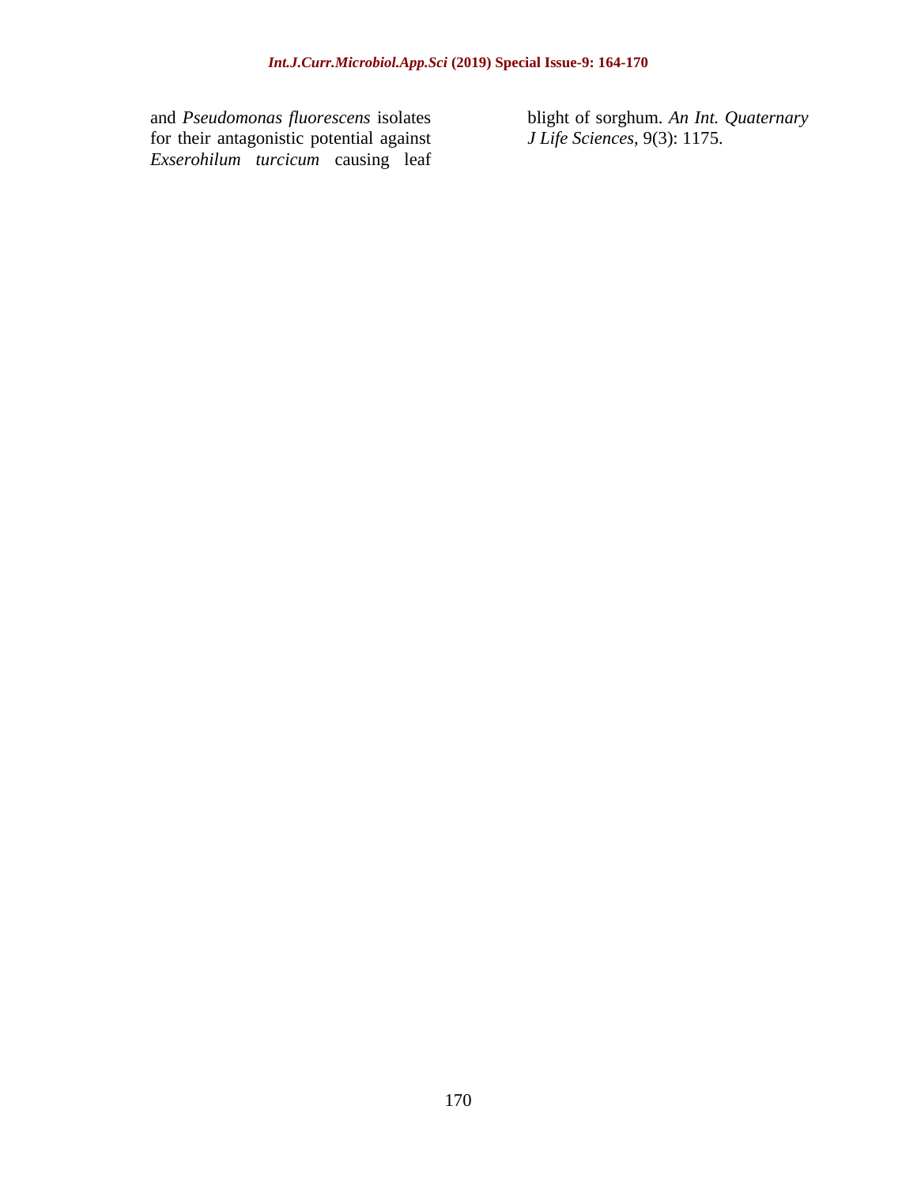and *Pseudomonas fluorescens* isolates for their antagonistic potential against *Exserohilum turcicum* causing leaf blight of sorghum. *An Int. Quaternary J Life Sciences*, 9(3): 1175.